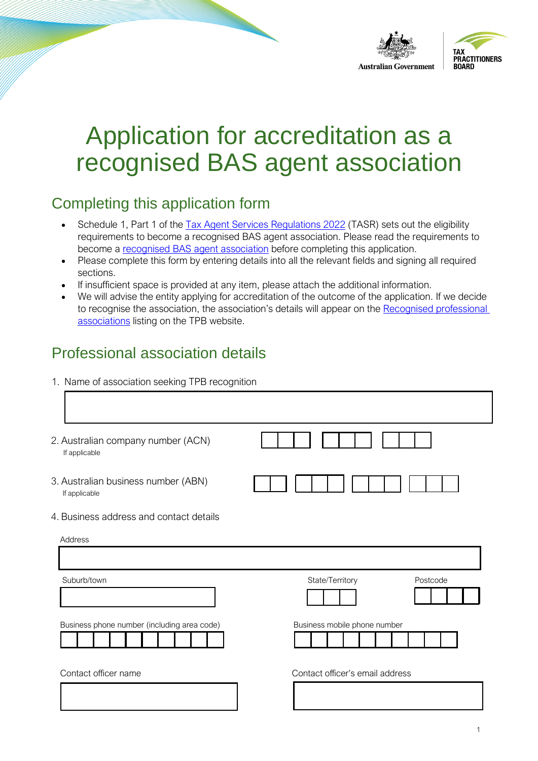Australian Government | TAX PRACTITIONERS BOARD

# Application for accreditation as a recognised BAS agent association

## Completing this application form

- Schedule 1, Part 1 of the Tax Agent Services Regulations 2022 (TASR) sets out the eligibility requirements to become a recognised BAS agent association. Please read the requirements to become a recognised BAS agent association before completing this application.
- Please complete this form by entering details into all the relevant fields and signing all required sections.
- If insufficient space is provided at any item, please attach the additional information.
- We will advise the entity applying for accreditation of the outcome of the application. If we decide to recognise the association, the association's details will appear on the Recognised professional associations listing on the TPB website.

## Professional association details

1. Name of association seeking TPB recognition

2. Australian company number (ACN)
   If applicable

3. Australian business number (ABN)
   If applicable

4. Business address and contact details

Address

Suburb/town

State/Territory

Postcode

Business phone number (including area code)

Business mobile phone number

Contact officer name

Contact officer's email address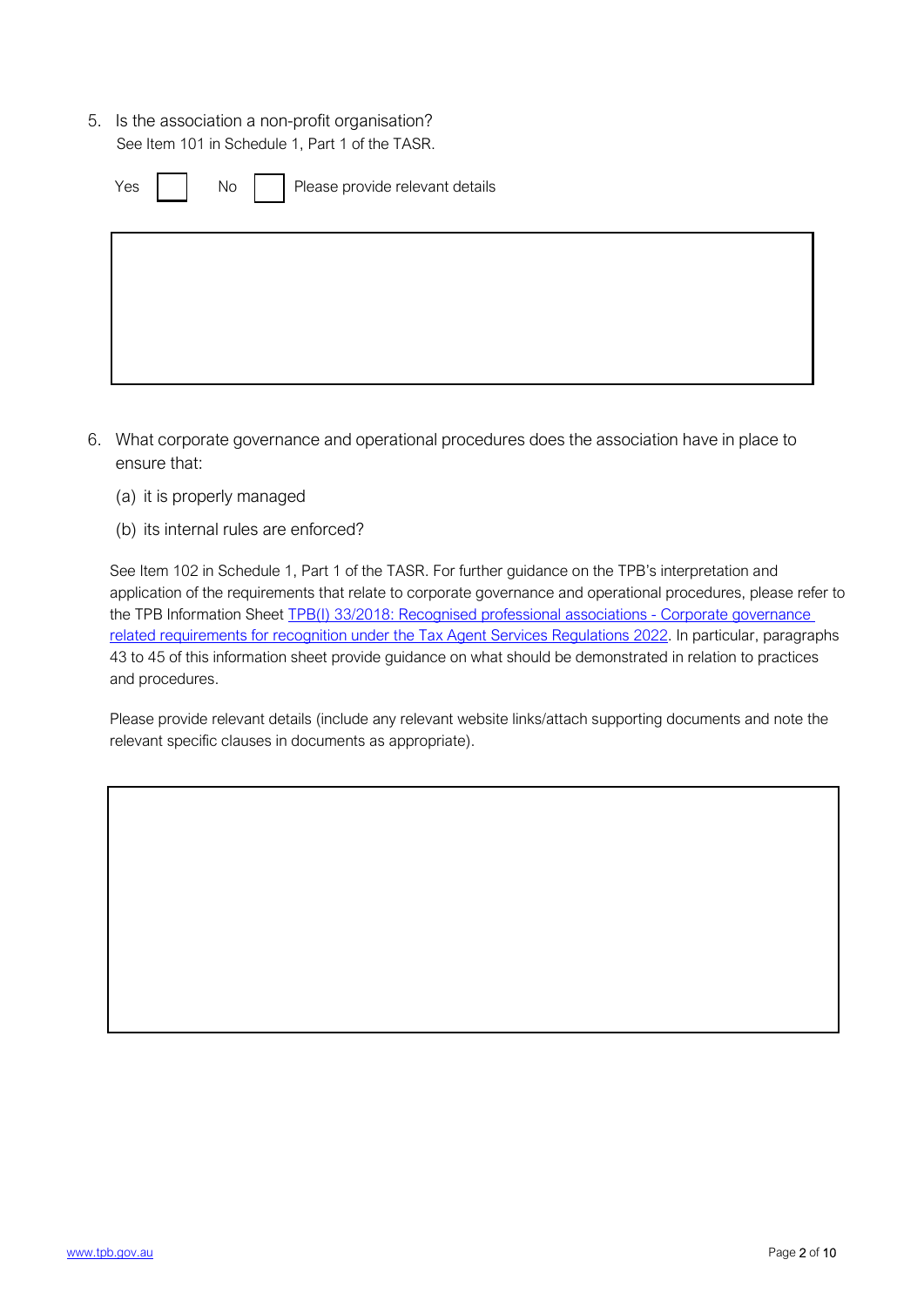5. Is the association a non-profit organisation?
   See Item 101 in Schedule 1, Part 1 of the TASR.

   Yes ☐ No ☐ Please provide relevant details

6. What corporate governance and operational procedures does the association have in place to ensure that:

   (a) it is properly managed

   (b) its internal rules are enforced?

   See Item 102 in Schedule 1, Part 1 of the TASR. For further guidance on the TPB's interpretation and application of the requirements that relate to corporate governance and operational procedures, please refer to the TPB Information Sheet [TPB(I) 33/2018: Recognised professional associations - Corporate governance related requirements for recognition under the Tax Agent Services Regulations 2022](). In particular, paragraphs 43 to 45 of this information sheet provide guidance on what should be demonstrated in relation to practices and procedures.

   Please provide relevant details (include any relevant website links/attach supporting documents and note the relevant specific clauses in documents as appropriate).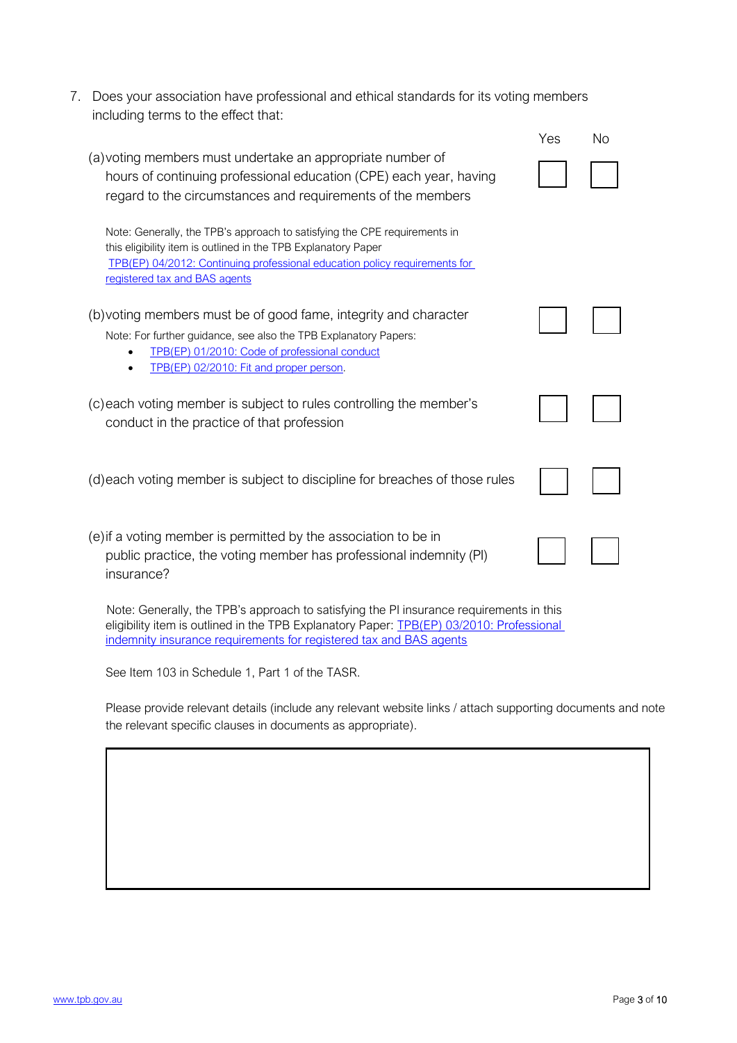7. Does your association have professional and ethical standards for its voting members including terms to the effect that:

| | Yes | No |
|---|---|---|
| (a) voting members must undertake an appropriate number of hours of continuing professional education (CPE) each year, having regard to the circumstances and requirements of the members | ☐ | ☐ |
| (b) voting members must be of good fame, integrity and character | ☐ | ☐ |
| (c) each voting member is subject to rules controlling the member's conduct in the practice of that profession | ☐ | ☐ |
| (d) each voting member is subject to discipline for breaches of those rules | ☐ | ☐ |
| (e) if a voting member is permitted by the association to be in public practice, the voting member has professional indemnity (PI) insurance? | ☐ | ☐ |

Note (item (a)): Generally, the TPB's approach to satisfying the CPE requirements in this eligibility item is outlined in the TPB Explanatory Paper [TPB(EP) 04/2012: Continuing professional education policy requirements for registered tax and BAS agents]

Note (item (b)): For further guidance, see also the TPB Explanatory Papers:

- TPB(EP) 01/2010: Code of professional conduct
- TPB(EP) 02/2010: Fit and proper person.

Note (item (e)): Generally, the TPB's approach to satisfying the PI insurance requirements in this eligibility item is outlined in the TPB Explanatory Paper: TPB(EP) 03/2010: Professional indemnity insurance requirements for registered tax and BAS agents

See Item 103 in Schedule 1, Part 1 of the TASR.

Please provide relevant details (include any relevant website links / attach supporting documents and note the relevant specific clauses in documents as appropriate).

| |
|---|
| |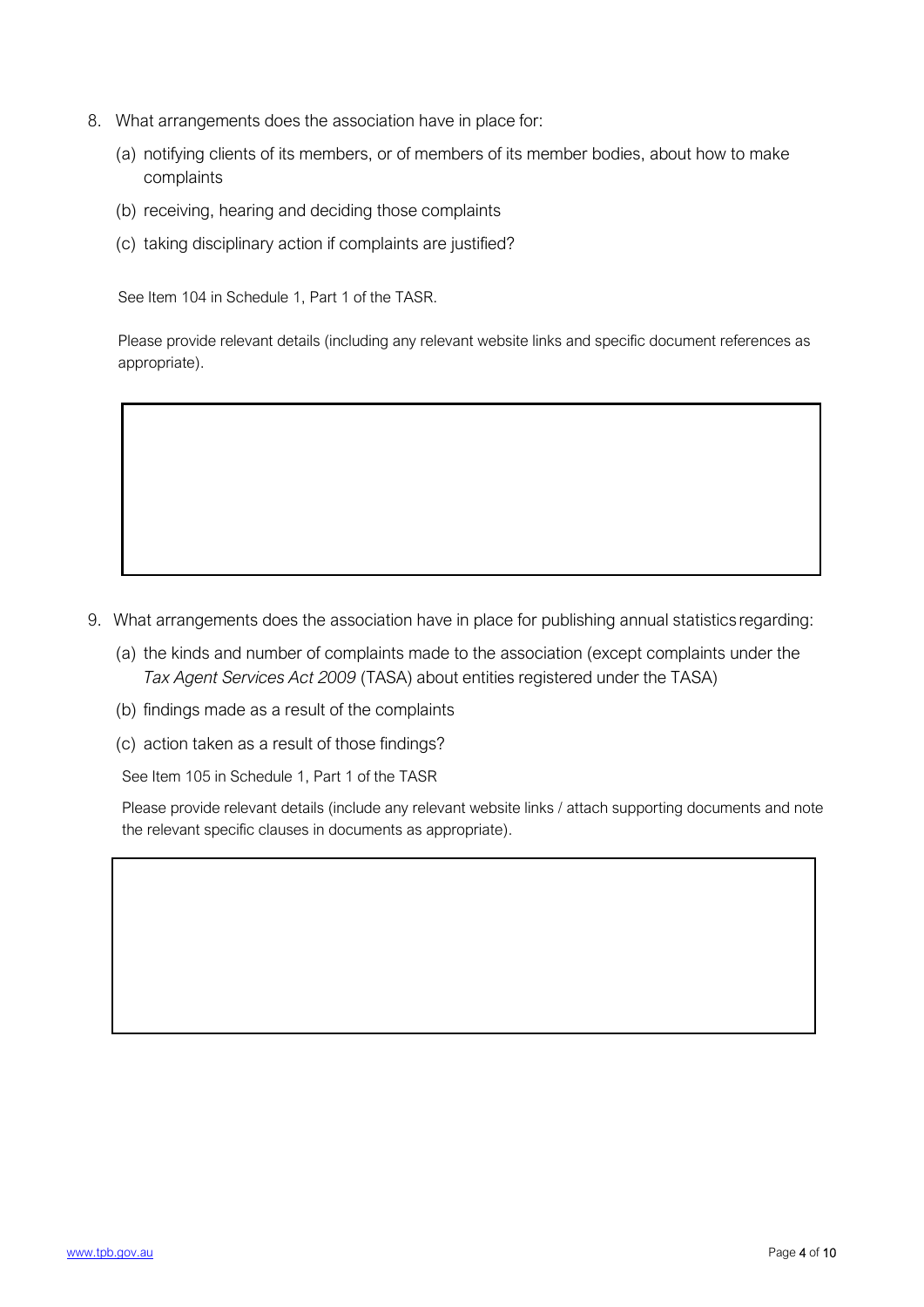8. What arrangements does the association have in place for:

   (a) notifying clients of its members, or of members of its member bodies, about how to make complaints

   (b) receiving, hearing and deciding those complaints

   (c) taking disciplinary action if complaints are justified?

   See Item 104 in Schedule 1, Part 1 of the TASR.

   Please provide relevant details (including any relevant website links and specific document references as appropriate).

9. What arrangements does the association have in place for publishing annual statistics regarding:

   (a) the kinds and number of complaints made to the association (except complaints under the *Tax Agent Services Act 2009* (TASA) about entities registered under the TASA)

   (b) findings made as a result of the complaints

   (c) action taken as a result of those findings?

   See Item 105 in Schedule 1, Part 1 of the TASR

   Please provide relevant details (include any relevant website links / attach supporting documents and note the relevant specific clauses in documents as appropriate).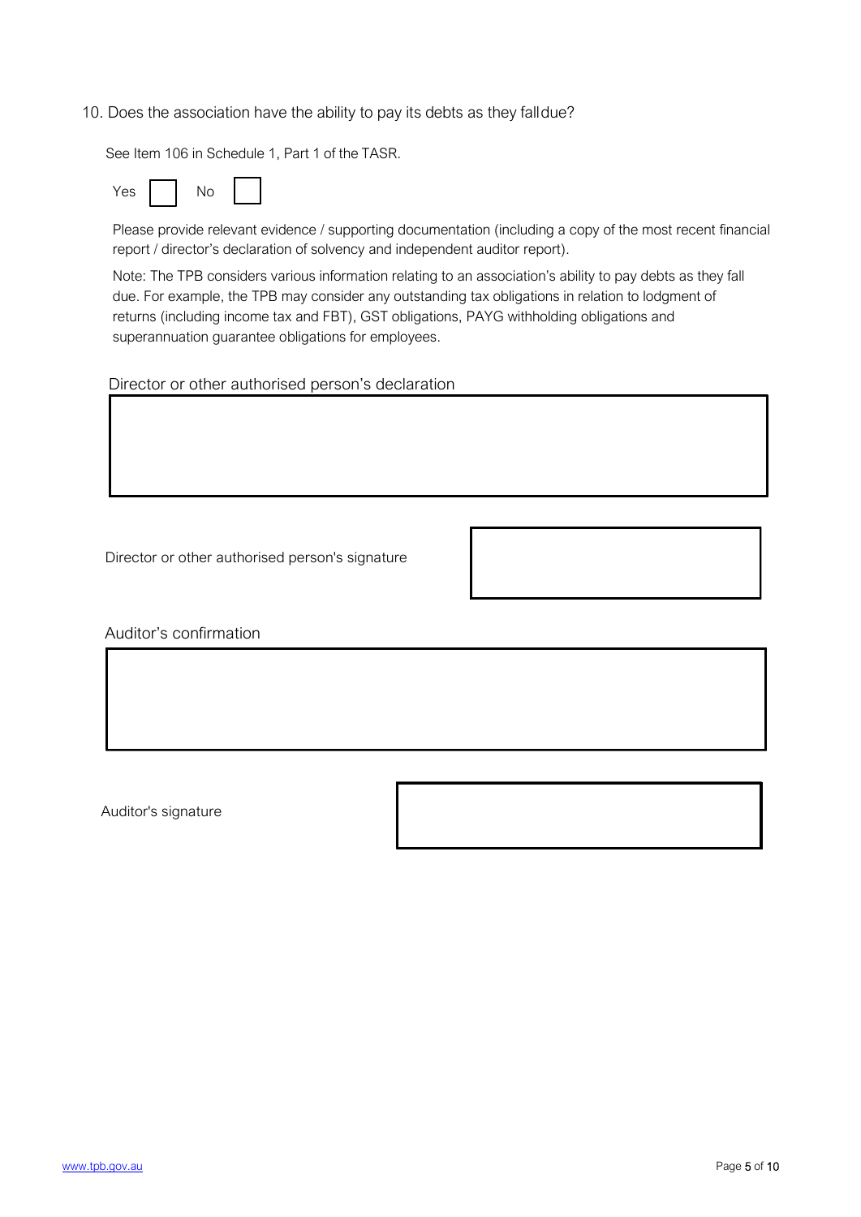10. Does the association have the ability to pay its debts as they fall due?

See Item 106 in Schedule 1, Part 1 of the TASR.

Yes ☐ No ☐

Please provide relevant evidence / supporting documentation (including a copy of the most recent financial report / director's declaration of solvency and independent auditor report).

Note: The TPB considers various information relating to an association's ability to pay debts as they fall due. For example, the TPB may consider any outstanding tax obligations in relation to lodgment of returns (including income tax and FBT), GST obligations, PAYG withholding obligations and superannuation guarantee obligations for employees.

Director or other authorised person's declaration

| |
|---|
| |

Director or other authorised person's signature

| |
|---|
| |

Auditor's confirmation

| |
|---|
| |

Auditor's signature

| |
|---|
| |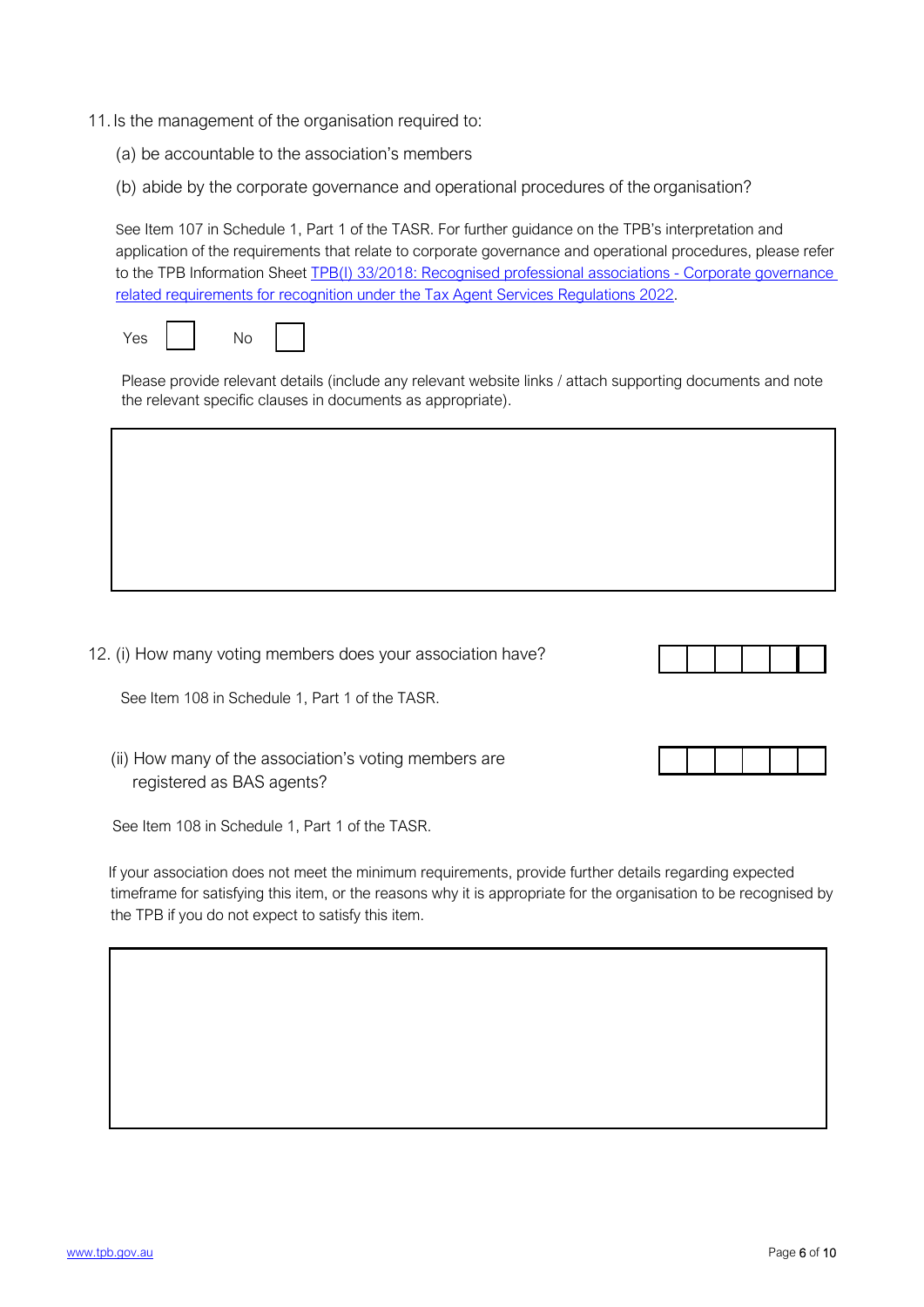11. Is the management of the organisation required to:

    (a) be accountable to the association's members

    (b) abide by the corporate governance and operational procedures of the organisation?

    See Item 107 in Schedule 1, Part 1 of the TASR. For further guidance on the TPB's interpretation and application of the requirements that relate to corporate governance and operational procedures, please refer to the TPB Information Sheet [TPB(I) 33/2018: Recognised professional associations - Corporate governance related requirements for recognition under the Tax Agent Services Regulations 2022](#).

    Yes ☐ No ☐

    Please provide relevant details (include any relevant website links / attach supporting documents and note the relevant specific clauses in documents as appropriate).

12. (i) How many voting members does your association have?

    See Item 108 in Schedule 1, Part 1 of the TASR.

    (ii) How many of the association's voting members are registered as BAS agents?

    See Item 108 in Schedule 1, Part 1 of the TASR.

    If your association does not meet the minimum requirements, provide further details regarding expected timeframe for satisfying this item, or the reasons why it is appropriate for the organisation to be recognised by the TPB if you do not expect to satisfy this item.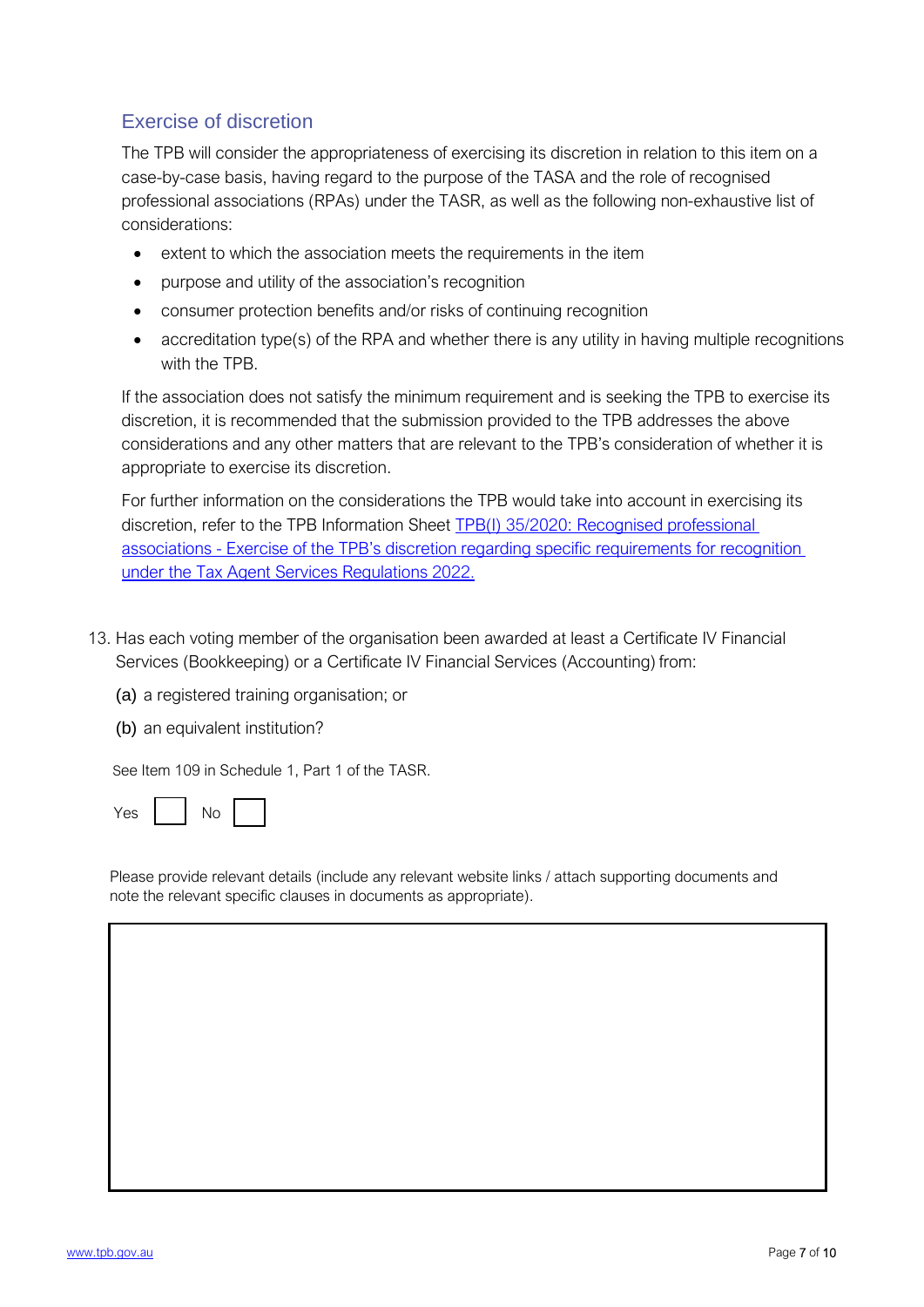## Exercise of discretion

The TPB will consider the appropriateness of exercising its discretion in relation to this item on a case-by-case basis, having regard to the purpose of the TASA and the role of recognised professional associations (RPAs) under the TASR, as well as the following non-exhaustive list of considerations:

- extent to which the association meets the requirements in the item
- purpose and utility of the association's recognition
- consumer protection benefits and/or risks of continuing recognition
- accreditation type(s) of the RPA and whether there is any utility in having multiple recognitions with the TPB.

If the association does not satisfy the minimum requirement and is seeking the TPB to exercise its discretion, it is recommended that the submission provided to the TPB addresses the above considerations and any other matters that are relevant to the TPB's consideration of whether it is appropriate to exercise its discretion.

For further information on the considerations the TPB would take into account in exercising its discretion, refer to the TPB Information Sheet [TPB(I) 35/2020: Recognised professional associations - Exercise of the TPB's discretion regarding specific requirements for recognition under the Tax Agent Services Regulations 2022.]

13. Has each voting member of the organisation been awarded at least a Certificate IV Financial Services (Bookkeeping) or a Certificate IV Financial Services (Accounting) from:

    (a) a registered training organisation; or

    (b) an equivalent institution?

    See Item 109 in Schedule 1, Part 1 of the TASR.

    Yes ☐ No ☐

    Please provide relevant details (include any relevant website links / attach supporting documents and note the relevant specific clauses in documents as appropriate).

| |
|---|
| |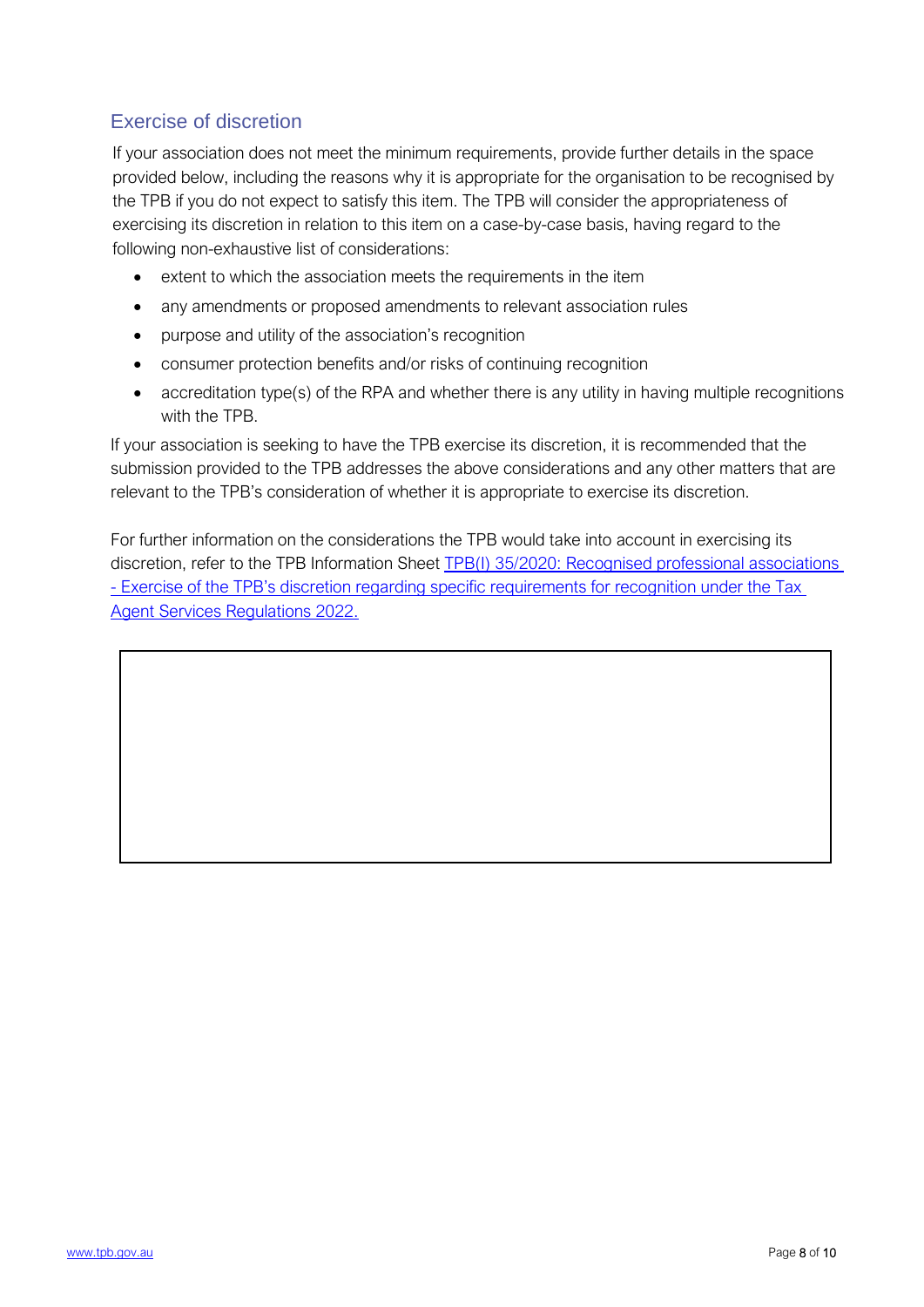## Exercise of discretion

If your association does not meet the minimum requirements, provide further details in the space provided below, including the reasons why it is appropriate for the organisation to be recognised by the TPB if you do not expect to satisfy this item. The TPB will consider the appropriateness of exercising its discretion in relation to this item on a case-by-case basis, having regard to the following non-exhaustive list of considerations:

- extent to which the association meets the requirements in the item
- any amendments or proposed amendments to relevant association rules
- purpose and utility of the association's recognition
- consumer protection benefits and/or risks of continuing recognition
- accreditation type(s) of the RPA and whether there is any utility in having multiple recognitions with the TPB.

If your association is seeking to have the TPB exercise its discretion, it is recommended that the submission provided to the TPB addresses the above considerations and any other matters that are relevant to the TPB's consideration of whether it is appropriate to exercise its discretion.

For further information on the considerations the TPB would take into account in exercising its discretion, refer to the TPB Information Sheet [TPB(I) 35/2020: Recognised professional associations - Exercise of the TPB's discretion regarding specific requirements for recognition under the Tax Agent Services Regulations 2022.]()

| |
|---|
| |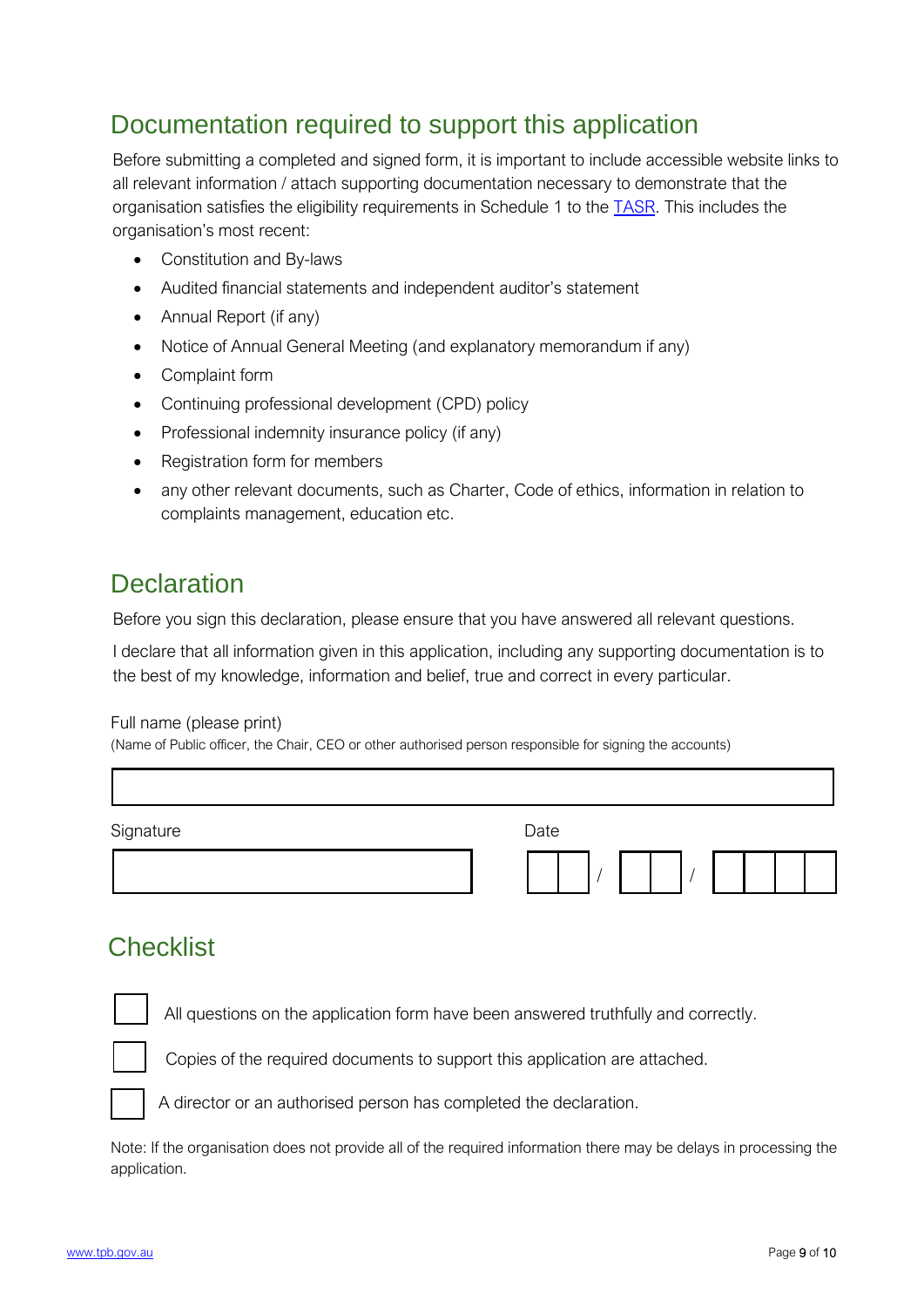## Documentation required to support this application

Before submitting a completed and signed form, it is important to include accessible website links to all relevant information / attach supporting documentation necessary to demonstrate that the organisation satisfies the eligibility requirements in Schedule 1 to the TASR. This includes the organisation's most recent:

- Constitution and By-laws
- Audited financial statements and independent auditor's statement
- Annual Report (if any)
- Notice of Annual General Meeting (and explanatory memorandum if any)
- Complaint form
- Continuing professional development (CPD) policy
- Professional indemnity insurance policy (if any)
- Registration form for members
- any other relevant documents, such as Charter, Code of ethics, information in relation to complaints management, education etc.

## Declaration

Before you sign this declaration, please ensure that you have answered all relevant questions.

I declare that all information given in this application, including any supporting documentation is to the best of my knowledge, information and belief, true and correct in every particular.

Full name (please print)
(Name of Public officer, the Chair, CEO or other authorised person responsible for signing the accounts)

Signature

Date ☐☐ / ☐☐ / ☐☐☐☐

## Checklist

- ☐ All questions on the application form have been answered truthfully and correctly.
- ☐ Copies of the required documents to support this application are attached.
- ☐ A director or an authorised person has completed the declaration.

Note: If the organisation does not provide all of the required information there may be delays in processing the application.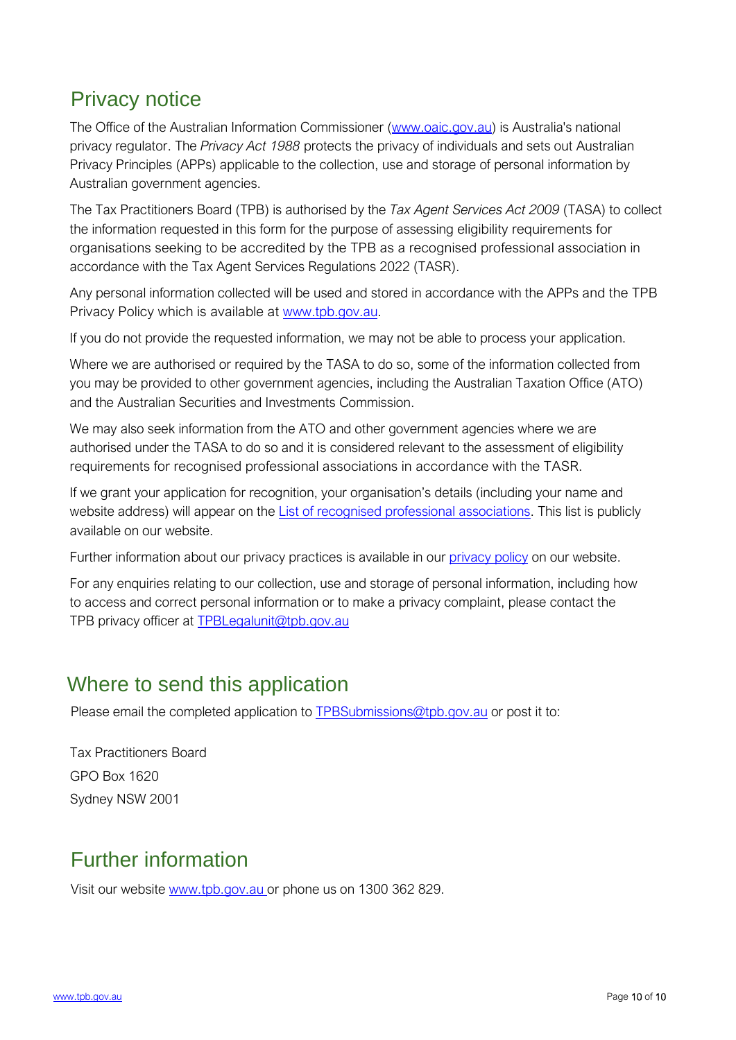## Privacy notice

The Office of the Australian Information Commissioner (www.oaic.gov.au) is Australia's national privacy regulator. The *Privacy Act 1988* protects the privacy of individuals and sets out Australian Privacy Principles (APPs) applicable to the collection, use and storage of personal information by Australian government agencies.

The Tax Practitioners Board (TPB) is authorised by the *Tax Agent Services Act 2009* (TASA) to collect the information requested in this form for the purpose of assessing eligibility requirements for organisations seeking to be accredited by the TPB as a recognised professional association in accordance with the Tax Agent Services Regulations 2022 (TASR).

Any personal information collected will be used and stored in accordance with the APPs and the TPB Privacy Policy which is available at www.tpb.gov.au.

If you do not provide the requested information, we may not be able to process your application.

Where we are authorised or required by the TASA to do so, some of the information collected from you may be provided to other government agencies, including the Australian Taxation Office (ATO) and the Australian Securities and Investments Commission.

We may also seek information from the ATO and other government agencies where we are authorised under the TASA to do so and it is considered relevant to the assessment of eligibility requirements for recognised professional associations in accordance with the TASR.

If we grant your application for recognition, your organisation's details (including your name and website address) will appear on the List of recognised professional associations. This list is publicly available on our website.

Further information about our privacy practices is available in our privacy policy on our website.

For any enquiries relating to our collection, use and storage of personal information, including how to access and correct personal information or to make a privacy complaint, please contact the TPB privacy officer at TPBLegalunit@tpb.gov.au

## Where to send this application

Please email the completed application to TPBSubmissions@tpb.gov.au or post it to:

Tax Practitioners Board
GPO Box 1620
Sydney NSW 2001

## Further information

Visit our website www.tpb.gov.au or phone us on 1300 362 829.